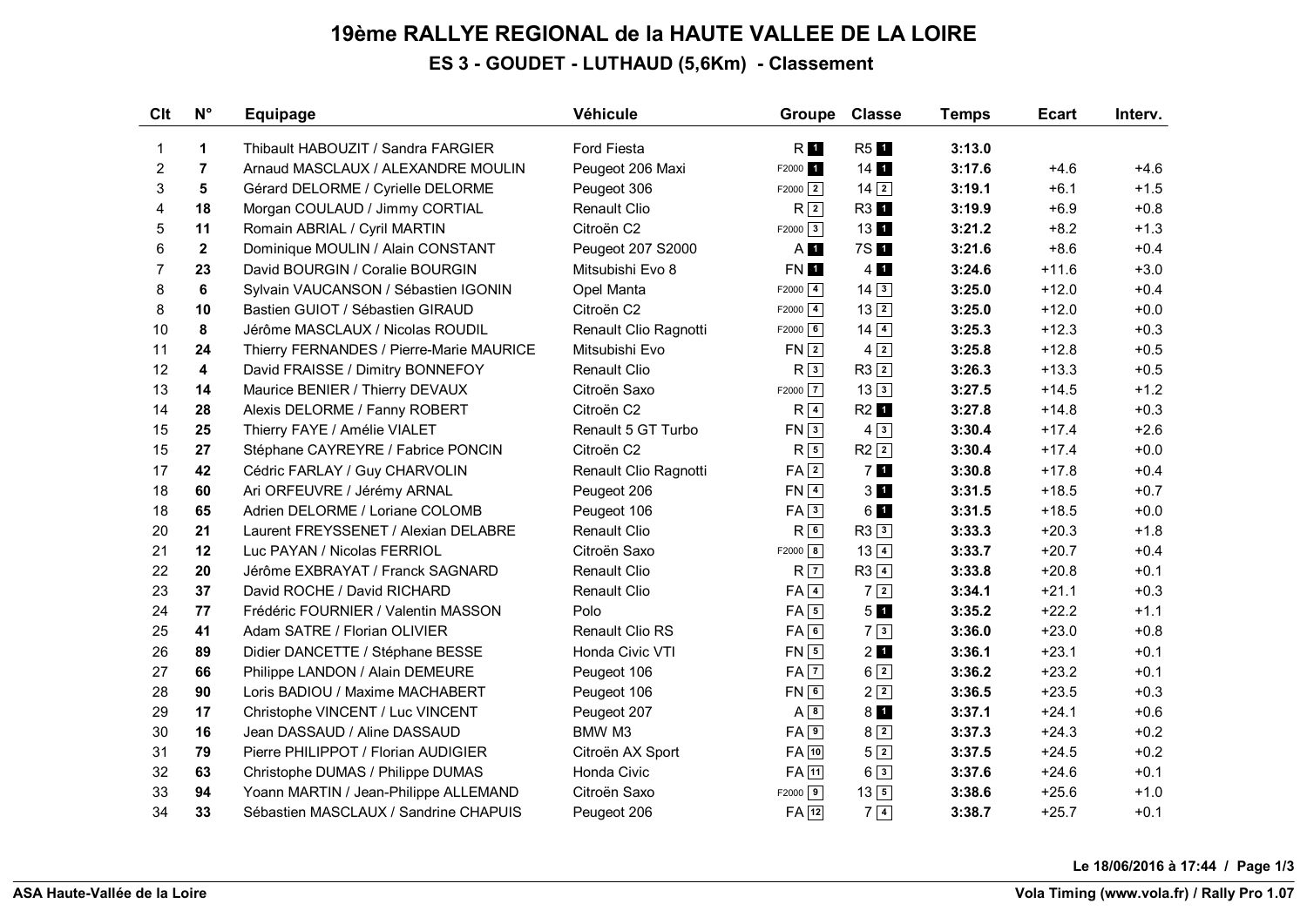# 19ème RALLYE REGIONAL de la HAUTE VALLEE DE LA LOIRE

## ES 3 - GOUDET - LUTHAUD (5,6Km) - Classement

| Clt | N° | Equipage | Véhicule | Groupe | Classe | Temps | Ecart | Interv. |
|---|---|---|---|---|---|---|---|---|
| 1 | **1** | Thibault HABOUZIT / Sandra FARGIER | Ford Fiesta | R 1 | R5 1 | **3:13.0** | | |
| 2 | **7** | Arnaud MASCLAUX / ALEXANDRE MOULIN | Peugeot 206 Maxi | F2000 1 | 14 1 | **3:17.6** | +4.6 | +4.6 |
| 3 | **5** | Gérard DELORME / Cyrielle DELORME | Peugeot 306 | F2000 2 | 14 2 | **3:19.1** | +6.1 | +1.5 |
| 4 | **18** | Morgan COULAUD / Jimmy CORTIAL | Renault Clio | R 2 | R3 1 | **3:19.9** | +6.9 | +0.8 |
| 5 | **11** | Romain ABRIAL / Cyril MARTIN | Citroën C2 | F2000 3 | 13 1 | **3:21.2** | +8.2 | +1.3 |
| 6 | **2** | Dominique MOULIN / Alain CONSTANT | Peugeot 207 S2000 | A 1 | 7S 1 | **3:21.6** | +8.6 | +0.4 |
| 7 | **23** | David BOURGIN / Coralie BOURGIN | Mitsubishi Evo 8 | FN 1 | 4 1 | **3:24.6** | +11.6 | +3.0 |
| 8 | **6** | Sylvain VAUCANSON / Sébastien IGONIN | Opel Manta | F2000 4 | 14 3 | **3:25.0** | +12.0 | +0.4 |
| 8 | **10** | Bastien GUIOT / Sébastien GIRAUD | Citroën C2 | F2000 4 | 13 2 | **3:25.0** | +12.0 | +0.0 |
| 10 | **8** | Jérôme MASCLAUX / Nicolas ROUDIL | Renault Clio Ragnotti | F2000 6 | 14 4 | **3:25.3** | +12.3 | +0.3 |
| 11 | **24** | Thierry FERNANDES / Pierre-Marie MAURICE | Mitsubishi Evo | FN 2 | 4 2 | **3:25.8** | +12.8 | +0.5 |
| 12 | **4** | David FRAISSE / Dimitry BONNEFOY | Renault Clio | R 3 | R3 2 | **3:26.3** | +13.3 | +0.5 |
| 13 | **14** | Maurice BENIER / Thierry DEVAUX | Citroën Saxo | F2000 7 | 13 3 | **3:27.5** | +14.5 | +1.2 |
| 14 | **28** | Alexis DELORME / Fanny ROBERT | Citroën C2 | R 4 | R2 1 | **3:27.8** | +14.8 | +0.3 |
| 15 | **25** | Thierry FAYE / Amélie VIALET | Renault 5 GT Turbo | FN 3 | 4 3 | **3:30.4** | +17.4 | +2.6 |
| 15 | **27** | Stéphane CAYREYRE / Fabrice PONCIN | Citroën C2 | R 5 | R2 2 | **3:30.4** | +17.4 | +0.0 |
| 17 | **42** | Cédric FARLAY / Guy CHARVOLIN | Renault Clio Ragnotti | FA 2 | 7 1 | **3:30.8** | +17.8 | +0.4 |
| 18 | **60** | Ari ORFEUVRE / Jérémy ARNAL | Peugeot 206 | FN 4 | 3 1 | **3:31.5** | +18.5 | +0.7 |
| 18 | **65** | Adrien DELORME / Loriane COLOMB | Peugeot 106 | FA 3 | 6 1 | **3:31.5** | +18.5 | +0.0 |
| 20 | **21** | Laurent FREYSSENET / Alexian DELABRE | Renault Clio | R 6 | R3 3 | **3:33.3** | +20.3 | +1.8 |
| 21 | **12** | Luc PAYAN / Nicolas FERRIOL | Citroën Saxo | F2000 8 | 13 4 | **3:33.7** | +20.7 | +0.4 |
| 22 | **20** | Jérôme EXBRAYAT / Franck SAGNARD | Renault Clio | R 7 | R3 4 | **3:33.8** | +20.8 | +0.1 |
| 23 | **37** | David ROCHE / David RICHARD | Renault Clio | FA 4 | 7 2 | **3:34.1** | +21.1 | +0.3 |
| 24 | **77** | Frédéric FOURNIER / Valentin MASSON | Polo | FA 5 | 5 1 | **3:35.2** | +22.2 | +1.1 |
| 25 | **41** | Adam SATRE / Florian OLIVIER | Renault Clio RS | FA 6 | 7 3 | **3:36.0** | +23.0 | +0.8 |
| 26 | **89** | Didier DANCETTE / Stéphane BESSE | Honda Civic VTI | FN 5 | 2 1 | **3:36.1** | +23.1 | +0.1 |
| 27 | **66** | Philippe LANDON / Alain DEMEURE | Peugeot 106 | FA 7 | 6 2 | **3:36.2** | +23.2 | +0.1 |
| 28 | **90** | Loris BADIOU / Maxime MACHABERT | Peugeot 106 | FN 6 | 2 2 | **3:36.5** | +23.5 | +0.3 |
| 29 | **17** | Christophe VINCENT / Luc VINCENT | Peugeot 207 | A 8 | 8 1 | **3:37.1** | +24.1 | +0.6 |
| 30 | **16** | Jean DASSAUD / Aline DASSAUD | BMW M3 | FA 9 | 8 2 | **3:37.3** | +24.3 | +0.2 |
| 31 | **79** | Pierre PHILIPPOT / Florian AUDIGIER | Citroën AX Sport | FA 10 | 5 2 | **3:37.5** | +24.5 | +0.2 |
| 32 | **63** | Christophe DUMAS / Philippe DUMAS | Honda Civic | FA 11 | 6 3 | **3:37.6** | +24.6 | +0.1 |
| 33 | **94** | Yoann MARTIN / Jean-Philippe ALLEMAND | Citroën Saxo | F2000 9 | 13 5 | **3:38.6** | +25.6 | +1.0 |
| 34 | **33** | Sébastien MASCLAUX / Sandrine CHAPUIS | Peugeot 206 | FA 12 | 7 4 | **3:38.7** | +25.7 | +0.1 |

**Le 18/06/2016 à 17:44**

**ASA Haute-Vallée de la Loire**

**Vola Timing (www.vola.fr) / Rally Pro 1.07**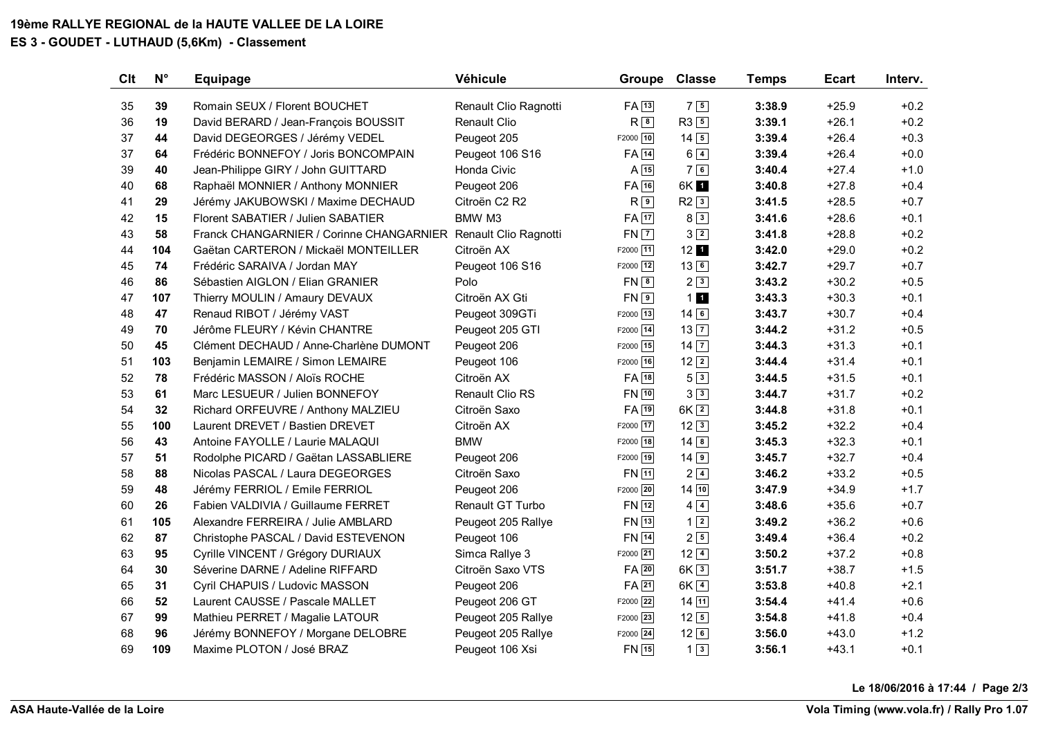# 19ème RALLYE REGIONAL de la HAUTE VALLEE DE LA LOIRE

## ES 3 - GOUDET - LUTHAUD (5,6Km) - Classement

| Clt | N° | Equipage | Véhicule | Groupe | Classe | Temps | Ecart | Interv. |
|---|---|---|---|---|---|---|---|---|
| 35 | **39** | Romain SEUX / Florent BOUCHET | Renault Clio Ragnotti | FA 13 | 7 5 | **3:38.9** | +25.9 | +0.2 |
| 36 | **19** | David BERARD / Jean-François BOUSSIT | Renault Clio | R 8 | R3 5 | **3:39.1** | +26.1 | +0.2 |
| 37 | **44** | David DEGEORGES / Jérémy VEDEL | Peugeot 205 | F2000 10 | 14 5 | **3:39.4** | +26.4 | +0.3 |
| 37 | **64** | Frédéric BONNEFOY / Joris BONCOMPAIN | Peugeot 106 S16 | FA 14 | 6 4 | **3:39.4** | +26.4 | +0.0 |
| 39 | **40** | Jean-Philippe GIRY / John GUITTARD | Honda Civic | A 15 | 7 6 | **3:40.4** | +27.4 | +1.0 |
| 40 | **68** | Raphaël MONNIER / Anthony MONNIER | Peugeot 206 | FA 16 | 6K 1 | **3:40.8** | +27.8 | +0.4 |
| 41 | **29** | Jérémy JAKUBOWSKI / Maxime DECHAUD | Citroën C2 R2 | R 9 | R2 3 | **3:41.5** | +28.5 | +0.7 |
| 42 | **15** | Florent SABATIER / Julien SABATIER | BMW M3 | FA 17 | 8 3 | **3:41.6** | +28.6 | +0.1 |
| 43 | **58** | Franck CHANGARNIER / Corinne CHANGARNIER | Renault Clio Ragnotti | FN 7 | 3 2 | **3:41.8** | +28.8 | +0.2 |
| 44 | **104** | Gaëtan CARTERON / Mickaël MONTEILLER | Citroën AX | F2000 11 | 12 1 | **3:42.0** | +29.0 | +0.2 |
| 45 | **74** | Frédéric SARAIVA / Jordan MAY | Peugeot 106 S16 | F2000 12 | 13 6 | **3:42.7** | +29.7 | +0.7 |
| 46 | **86** | Sébastien AIGLON / Elian GRANIER | Polo | FN 8 | 2 3 | **3:43.2** | +30.2 | +0.5 |
| 47 | **107** | Thierry MOULIN / Amaury DEVAUX | Citroën AX Gti | FN 9 | 1 1 | **3:43.3** | +30.3 | +0.1 |
| 48 | **47** | Renaud RIBOT / Jérémy VAST | Peugeot 309GTi | F2000 13 | 14 6 | **3:43.7** | +30.7 | +0.4 |
| 49 | **70** | Jérôme FLEURY / Kévin CHANTRE | Peugeot 205 GTI | F2000 14 | 13 7 | **3:44.2** | +31.2 | +0.5 |
| 50 | **45** | Clément DECHAUD / Anne-Charlène DUMONT | Peugeot 206 | F2000 15 | 14 7 | **3:44.3** | +31.3 | +0.1 |
| 51 | **103** | Benjamin LEMAIRE / Simon LEMAIRE | Peugeot 106 | F2000 16 | 12 2 | **3:44.4** | +31.4 | +0.1 |
| 52 | **78** | Frédéric MASSON / Aloïs ROCHE | Citroën AX | FA 18 | 5 3 | **3:44.5** | +31.5 | +0.1 |
| 53 | **61** | Marc LESUEUR / Julien BONNEFOY | Renault Clio RS | FN 10 | 3 3 | **3:44.7** | +31.7 | +0.2 |
| 54 | **32** | Richard ORFEUVRE / Anthony MALZIEU | Citroën Saxo | FA 19 | 6K 2 | **3:44.8** | +31.8 | +0.1 |
| 55 | **100** | Laurent DREVET / Bastien DREVET | Citroën AX | F2000 17 | 12 3 | **3:45.2** | +32.2 | +0.4 |
| 56 | **43** | Antoine FAYOLLE / Laurie MALAQUI | BMW | F2000 18 | 14 8 | **3:45.3** | +32.3 | +0.1 |
| 57 | **51** | Rodolphe PICARD / Gaëtan LASSABLIERE | Peugeot 206 | F2000 19 | 14 9 | **3:45.7** | +32.7 | +0.4 |
| 58 | **88** | Nicolas PASCAL / Laura DEGEORGES | Citroën Saxo | FN 11 | 2 4 | **3:46.2** | +33.2 | +0.5 |
| 59 | **48** | Jérémy FERRIOL / Emile FERRIOL | Peugeot 206 | F2000 20 | 14 10 | **3:47.9** | +34.9 | +1.7 |
| 60 | **26** | Fabien VALDIVIA / Guillaume FERRET | Renault GT Turbo | FN 12 | 4 4 | **3:48.6** | +35.6 | +0.7 |
| 61 | **105** | Alexandre FERREIRA / Julie AMBLARD | Peugeot 205 Rallye | FN 13 | 1 2 | **3:49.2** | +36.2 | +0.6 |
| 62 | **87** | Christophe PASCAL / David ESTEVENON | Peugeot 106 | FN 14 | 2 5 | **3:49.4** | +36.4 | +0.2 |
| 63 | **95** | Cyrille VINCENT / Grégory DURIAUX | Simca Rallye 3 | F2000 21 | 12 4 | **3:50.2** | +37.2 | +0.8 |
| 64 | **30** | Séverine DARNE / Adeline RIFFARD | Citroën Saxo VTS | FA 20 | 6K 3 | **3:51.7** | +38.7 | +1.5 |
| 65 | **31** | Cyril CHAPUIS / Ludovic MASSON | Peugeot 206 | FA 21 | 6K 4 | **3:53.8** | +40.8 | +2.1 |
| 66 | **52** | Laurent CAUSSE / Pascale MALLET | Peugeot 206 GT | F2000 22 | 14 11 | **3:54.4** | +41.4 | +0.6 |
| 67 | **99** | Mathieu PERRET / Magalie LATOUR | Peugeot 205 Rallye | F2000 23 | 12 5 | **3:54.8** | +41.8 | +0.4 |
| 68 | **96** | Jérémy BONNEFOY / Morgane DELOBRE | Peugeot 205 Rallye | F2000 24 | 12 6 | **3:56.0** | +43.0 | +1.2 |
| 69 | **109** | Maxime PLOTON / José BRAZ | Peugeot 106 Xsi | FN 15 | 1 3 | **3:56.1** | +43.1 | +0.1 |

**Le 18/06/2016 à 17:44**

**ASA Haute-Vallée de la Loire** — **Vola Timing (www.vola.fr) / Rally Pro 1.07**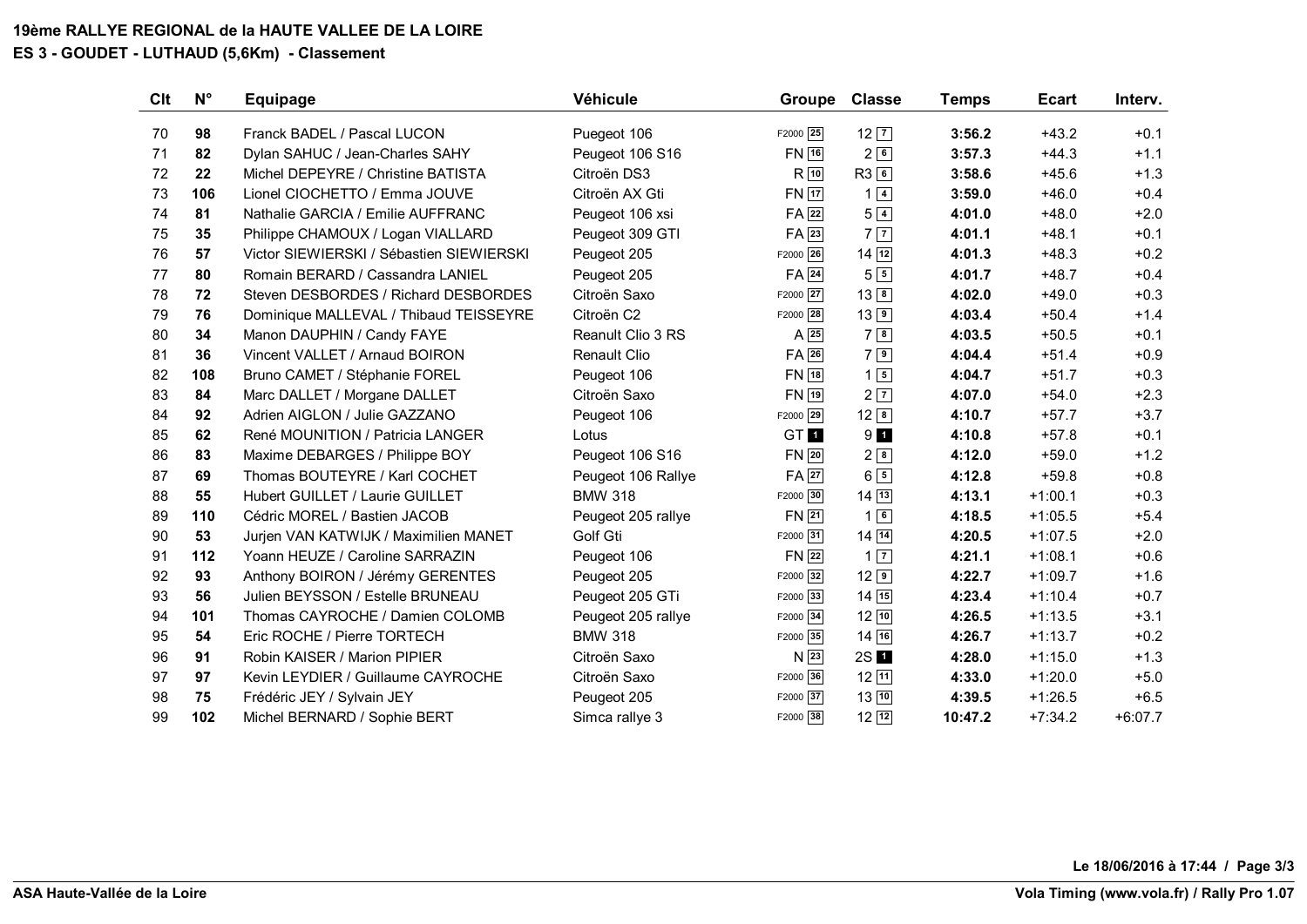**19ème RALLYE REGIONAL de la HAUTE VALLEE DE LA LOIRE**

**ES 3 - GOUDET - LUTHAUD (5,6Km) - Classement**

| Clt | N° | Equipage | Véhicule | Groupe | Classe | Temps | Ecart | Interv. |
|---|---|---|---|---|---|---|---|---|
| 70 | **98** | Franck BADEL / Pascal LUCON | Puegeot 106 | F2000 25 | 12 7 | **3:56.2** | +43.2 | +0.1 |
| 71 | **82** | Dylan SAHUC / Jean-Charles SAHY | Peugeot 106 S16 | FN 16 | 2 6 | **3:57.3** | +44.3 | +1.1 |
| 72 | **22** | Michel DEPEYRE / Christine BATISTA | Citroën DS3 | R 10 | R3 6 | **3:58.6** | +45.6 | +1.3 |
| 73 | **106** | Lionel CIOCHETTO / Emma JOUVE | Citroën AX Gti | FN 17 | 1 4 | **3:59.0** | +46.0 | +0.4 |
| 74 | **81** | Nathalie GARCIA / Emilie AUFFRANC | Peugeot 106 xsi | FA 22 | 5 4 | **4:01.0** | +48.0 | +2.0 |
| 75 | **35** | Philippe CHAMOUX / Logan VIALLARD | Peugeot 309 GTI | FA 23 | 7 7 | **4:01.1** | +48.1 | +0.1 |
| 76 | **57** | Victor SIEWIERSKI / Sébastien SIEWIERSKI | Peugeot 205 | F2000 26 | 14 12 | **4:01.3** | +48.3 | +0.2 |
| 77 | **80** | Romain BERARD / Cassandra LANIEL | Peugeot 205 | FA 24 | 5 5 | **4:01.7** | +48.7 | +0.4 |
| 78 | **72** | Steven DESBORDES / Richard DESBORDES | Citroën Saxo | F2000 27 | 13 8 | **4:02.0** | +49.0 | +0.3 |
| 79 | **76** | Dominique MALLEVAL / Thibaud TEISSEYRE | Citroën C2 | F2000 28 | 13 9 | **4:03.4** | +50.4 | +1.4 |
| 80 | **34** | Manon DAUPHIN / Candy FAYE | Reanult Clio 3 RS | A 25 | 7 8 | **4:03.5** | +50.5 | +0.1 |
| 81 | **36** | Vincent VALLET / Arnaud BOIRON | Renault Clio | FA 26 | 7 9 | **4:04.4** | +51.4 | +0.9 |
| 82 | **108** | Bruno CAMET / Stéphanie FOREL | Peugeot 106 | FN 18 | 1 5 | **4:04.7** | +51.7 | +0.3 |
| 83 | **84** | Marc DALLET / Morgane DALLET | Citroën Saxo | FN 19 | 2 7 | **4:07.0** | +54.0 | +2.3 |
| 84 | **92** | Adrien AIGLON / Julie GAZZANO | Peugeot 106 | F2000 29 | 12 8 | **4:10.7** | +57.7 | +3.7 |
| 85 | **62** | René MOUNITION / Patricia LANGER | Lotus | GT 1 | 9 1 | **4:10.8** | +57.8 | +0.1 |
| 86 | **83** | Maxime DEBARGES / Philippe BOY | Peugeot 106 S16 | FN 20 | 2 8 | **4:12.0** | +59.0 | +1.2 |
| 87 | **69** | Thomas BOUTEYRE / Karl COCHET | Peugeot 106 Rallye | FA 27 | 6 5 | **4:12.8** | +59.8 | +0.8 |
| 88 | **55** | Hubert GUILLET / Laurie GUILLET | BMW 318 | F2000 30 | 14 13 | **4:13.1** | +1:00.1 | +0.3 |
| 89 | **110** | Cédric MOREL / Bastien JACOB | Peugeot 205 rallye | FN 21 | 1 6 | **4:18.5** | +1:05.5 | +5.4 |
| 90 | **53** | Jurjen VAN KATWIJK / Maximilien MANET | Golf Gti | F2000 31 | 14 14 | **4:20.5** | +1:07.5 | +2.0 |
| 91 | **112** | Yoann HEUZE / Caroline SARRAZIN | Peugeot 106 | FN 22 | 1 7 | **4:21.1** | +1:08.1 | +0.6 |
| 92 | **93** | Anthony BOIRON / Jérémy GERENTES | Peugeot 205 | F2000 32 | 12 9 | **4:22.7** | +1:09.7 | +1.6 |
| 93 | **56** | Julien BEYSSON / Estelle BRUNEAU | Peugeot 205 GTi | F2000 33 | 14 15 | **4:23.4** | +1:10.4 | +0.7 |
| 94 | **101** | Thomas CAYROCHE / Damien COLOMB | Peugeot 205 rallye | F2000 34 | 12 10 | **4:26.5** | +1:13.5 | +3.1 |
| 95 | **54** | Eric ROCHE / Pierre TORTECH | BMW 318 | F2000 35 | 14 16 | **4:26.7** | +1:13.7 | +0.2 |
| 96 | **91** | Robin KAISER / Marion PIPIER | Citroën Saxo | N 23 | 2S 1 | **4:28.0** | +1:15.0 | +1.3 |
| 97 | **97** | Kevin LEYDIER / Guillaume CAYROCHE | Citroën Saxo | F2000 36 | 12 11 | **4:33.0** | +1:20.0 | +5.0 |
| 98 | **75** | Frédéric JEY / Sylvain JEY | Peugeot 205 | F2000 37 | 13 10 | **4:39.5** | +1:26.5 | +6.5 |
| 99 | **102** | Michel BERNARD / Sophie BERT | Simca rallye 3 | F2000 38 | 12 12 | **10:47.2** | +7:34.2 | +6:07.7 |

**Le 18/06/2016 à 17:44**

**ASA Haute-Vallée de la Loire**

**Vola Timing (www.vola.fr) / Rally Pro 1.07**